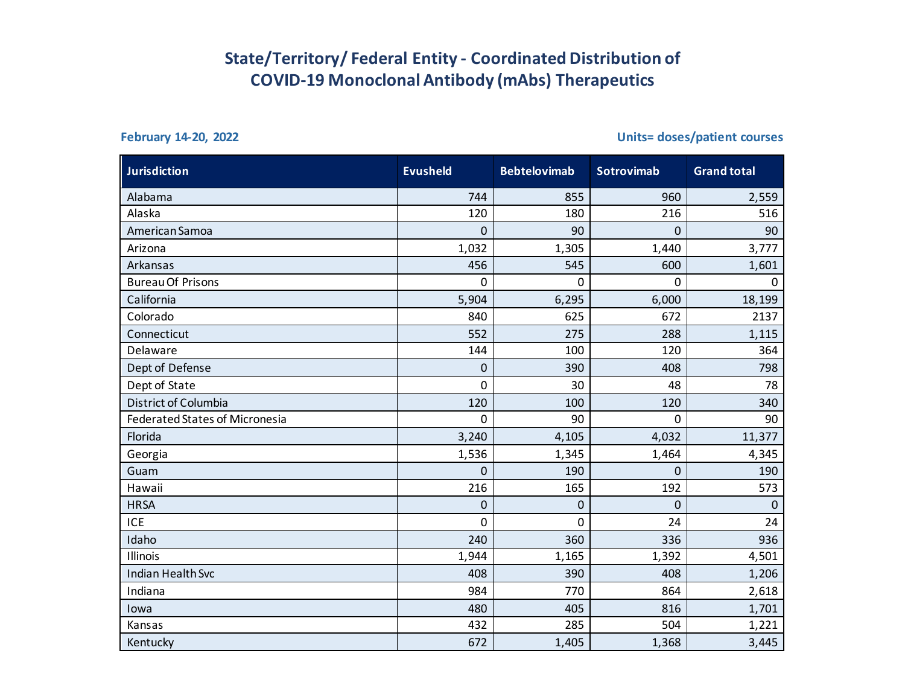# State/Territory/ Federal Entity - Coordinated Distribution of COVID-19 Monoclonal Antibody (mAbs) Therapeutics

**February 14-20, 2022**

**Units= doses/patient courses**

| Jurisdiction | Evusheld | Bebtelovimab | Sotrovimab | Grand total |
|---|---|---|---|---|
| Alabama | 744 | 855 | 960 | 2,559 |
| Alaska | 120 | 180 | 216 | 516 |
| American Samoa | 0 | 90 | 0 | 90 |
| Arizona | 1,032 | 1,305 | 1,440 | 3,777 |
| Arkansas | 456 | 545 | 600 | 1,601 |
| Bureau Of Prisons | 0 | 0 | 0 | 0 |
| California | 5,904 | 6,295 | 6,000 | 18,199 |
| Colorado | 840 | 625 | 672 | 2137 |
| Connecticut | 552 | 275 | 288 | 1,115 |
| Delaware | 144 | 100 | 120 | 364 |
| Dept of Defense | 0 | 390 | 408 | 798 |
| Dept of State | 0 | 30 | 48 | 78 |
| District of Columbia | 120 | 100 | 120 | 340 |
| Federated States of Micronesia | 0 | 90 | 0 | 90 |
| Florida | 3,240 | 4,105 | 4,032 | 11,377 |
| Georgia | 1,536 | 1,345 | 1,464 | 4,345 |
| Guam | 0 | 190 | 0 | 190 |
| Hawaii | 216 | 165 | 192 | 573 |
| HRSA | 0 | 0 | 0 | 0 |
| ICE | 0 | 0 | 24 | 24 |
| Idaho | 240 | 360 | 336 | 936 |
| Illinois | 1,944 | 1,165 | 1,392 | 4,501 |
| Indian Health Svc | 408 | 390 | 408 | 1,206 |
| Indiana | 984 | 770 | 864 | 2,618 |
| Iowa | 480 | 405 | 816 | 1,701 |
| Kansas | 432 | 285 | 504 | 1,221 |
| Kentucky | 672 | 1,405 | 1,368 | 3,445 |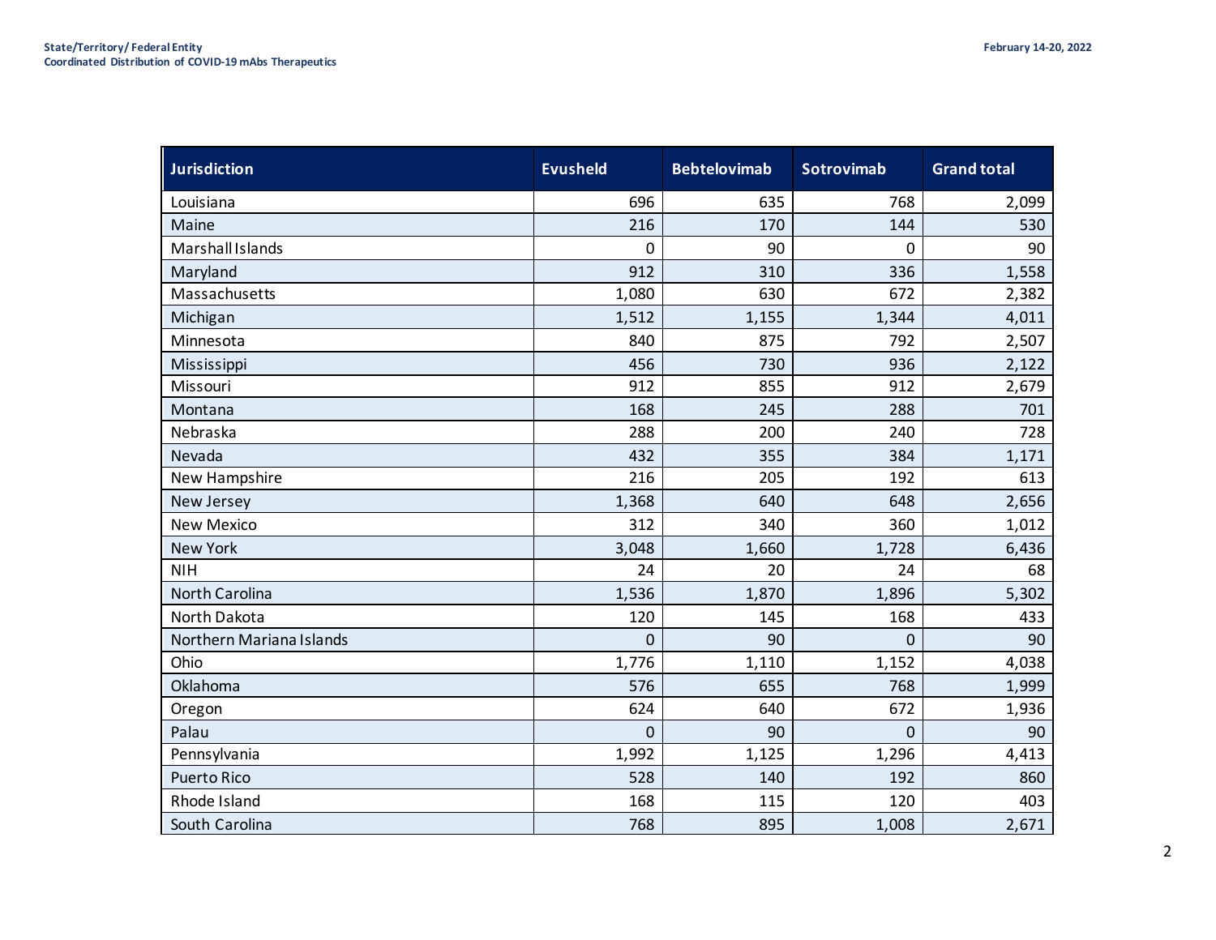| Jurisdiction | Evusheld | Bebtelovimab | Sotrovimab | Grand total |
|---|---|---|---|---|
| Louisiana | 696 | 635 | 768 | 2,099 |
| Maine | 216 | 170 | 144 | 530 |
| Marshall Islands | 0 | 90 | 0 | 90 |
| Maryland | 912 | 310 | 336 | 1,558 |
| Massachusetts | 1,080 | 630 | 672 | 2,382 |
| Michigan | 1,512 | 1,155 | 1,344 | 4,011 |
| Minnesota | 840 | 875 | 792 | 2,507 |
| Mississippi | 456 | 730 | 936 | 2,122 |
| Missouri | 912 | 855 | 912 | 2,679 |
| Montana | 168 | 245 | 288 | 701 |
| Nebraska | 288 | 200 | 240 | 728 |
| Nevada | 432 | 355 | 384 | 1,171 |
| New Hampshire | 216 | 205 | 192 | 613 |
| New Jersey | 1,368 | 640 | 648 | 2,656 |
| New Mexico | 312 | 340 | 360 | 1,012 |
| New York | 3,048 | 1,660 | 1,728 | 6,436 |
| NIH | 24 | 20 | 24 | 68 |
| North Carolina | 1,536 | 1,870 | 1,896 | 5,302 |
| North Dakota | 120 | 145 | 168 | 433 |
| Northern Mariana Islands | 0 | 90 | 0 | 90 |
| Ohio | 1,776 | 1,110 | 1,152 | 4,038 |
| Oklahoma | 576 | 655 | 768 | 1,999 |
| Oregon | 624 | 640 | 672 | 1,936 |
| Palau | 0 | 90 | 0 | 90 |
| Pennsylvania | 1,992 | 1,125 | 1,296 | 4,413 |
| Puerto Rico | 528 | 140 | 192 | 860 |
| Rhode Island | 168 | 115 | 120 | 403 |
| South Carolina | 768 | 895 | 1,008 | 2,671 |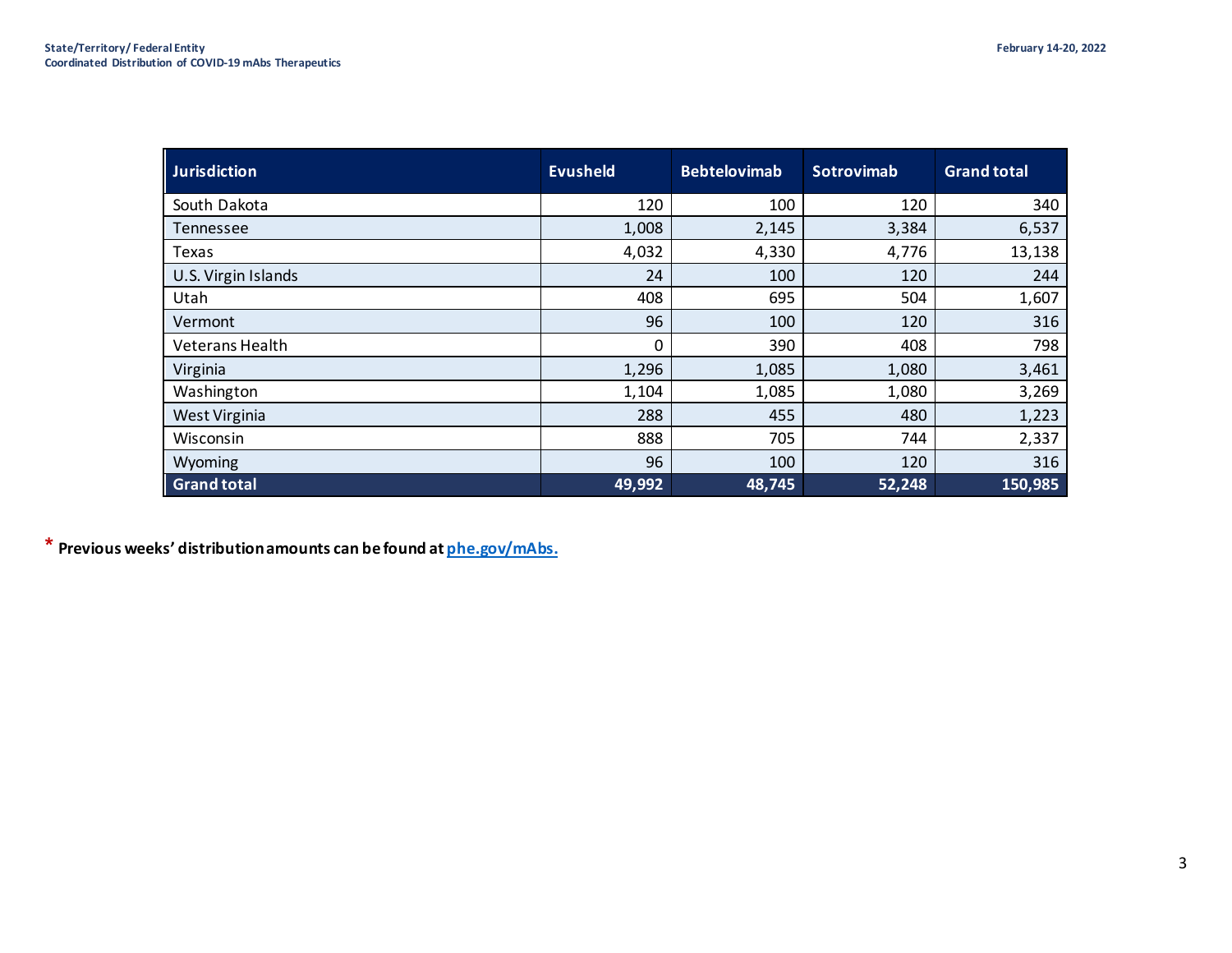| Jurisdiction | Evusheld | Bebtelovimab | Sotrovimab | Grand total |
|---|---|---|---|---|
| South Dakota | 120 | 100 | 120 | 340 |
| Tennessee | 1,008 | 2,145 | 3,384 | 6,537 |
| Texas | 4,032 | 4,330 | 4,776 | 13,138 |
| U.S. Virgin Islands | 24 | 100 | 120 | 244 |
| Utah | 408 | 695 | 504 | 1,607 |
| Vermont | 96 | 100 | 120 | 316 |
| Veterans Health | 0 | 390 | 408 | 798 |
| Virginia | 1,296 | 1,085 | 1,080 | 3,461 |
| Washington | 1,104 | 1,085 | 1,080 | 3,269 |
| West Virginia | 288 | 455 | 480 | 1,223 |
| Wisconsin | 888 | 705 | 744 | 2,337 |
| Wyoming | 96 | 100 | 120 | 316 |
| **Grand total** | **49,992** | **48,745** | **52,248** | **150,985** |

\* **Previous weeks' distribution amounts can be found at [phe.gov/mAbs.](phe.gov/mAbs)**